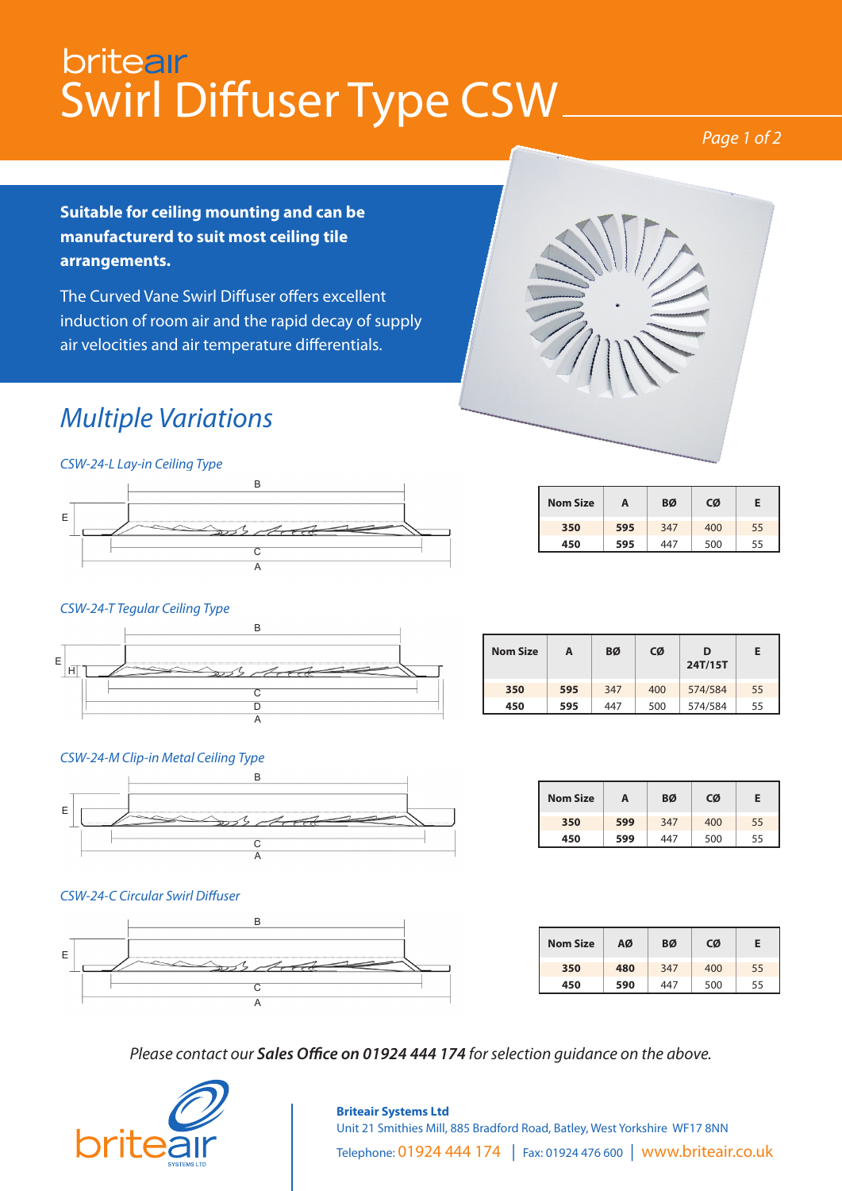# britEair Swirl Diffuser Type CSW

**Suitable for ceiling mounting and can be manufacturerd to suit most ceiling tile arrangements.**

The Curved Vane Swirl Diffuser offers excellent induction of room air and the rapid decay of supply air velocities and air temperature differentials.

## *Multiple Variations*

### *CSW-24-L Lay-in Ceiling Type*

| Nom Size | A | BØ | CØ | E |
|---|---|---|---|---|
| **350** | **595** | 347 | 400 | 55 |
| **450** | **595** | 447 | 500 | 55 |

### *CSW-24-T Tegular Ceiling Type*

| Nom Size | A | BØ | CØ | D 24T/15T | E |
|---|---|---|---|---|---|
| **350** | **595** | 347 | 400 | 574/584 | 55 |
| **450** | **595** | 447 | 500 | 574/584 | 55 |

### *CSW-24-M Clip-in Metal Ceiling Type*

| Nom Size | A | BØ | CØ | E |
|---|---|---|---|---|
| **350** | **599** | 347 | 400 | 55 |
| **450** | **599** | 447 | 500 | 55 |

### *CSW-24-C Circular Swirl Diffuser*

| Nom Size | AØ | BØ | CØ | E |
|---|---|---|---|---|
| **350** | **480** | 347 | 400 | 55 |
| **450** | **590** | 447 | 500 | 55 |

*Please contact our **Sales Office on 01924 444 174** for selection guidance on the above.*

**Briteair Systems Ltd**
Unit 21 Smithies Mill, 885 Bradford Road, Batley, West Yorkshire WF17 8NN
Telephone: 01924 444 174 | Fax: 01924 476 600 | www.briteair.co.uk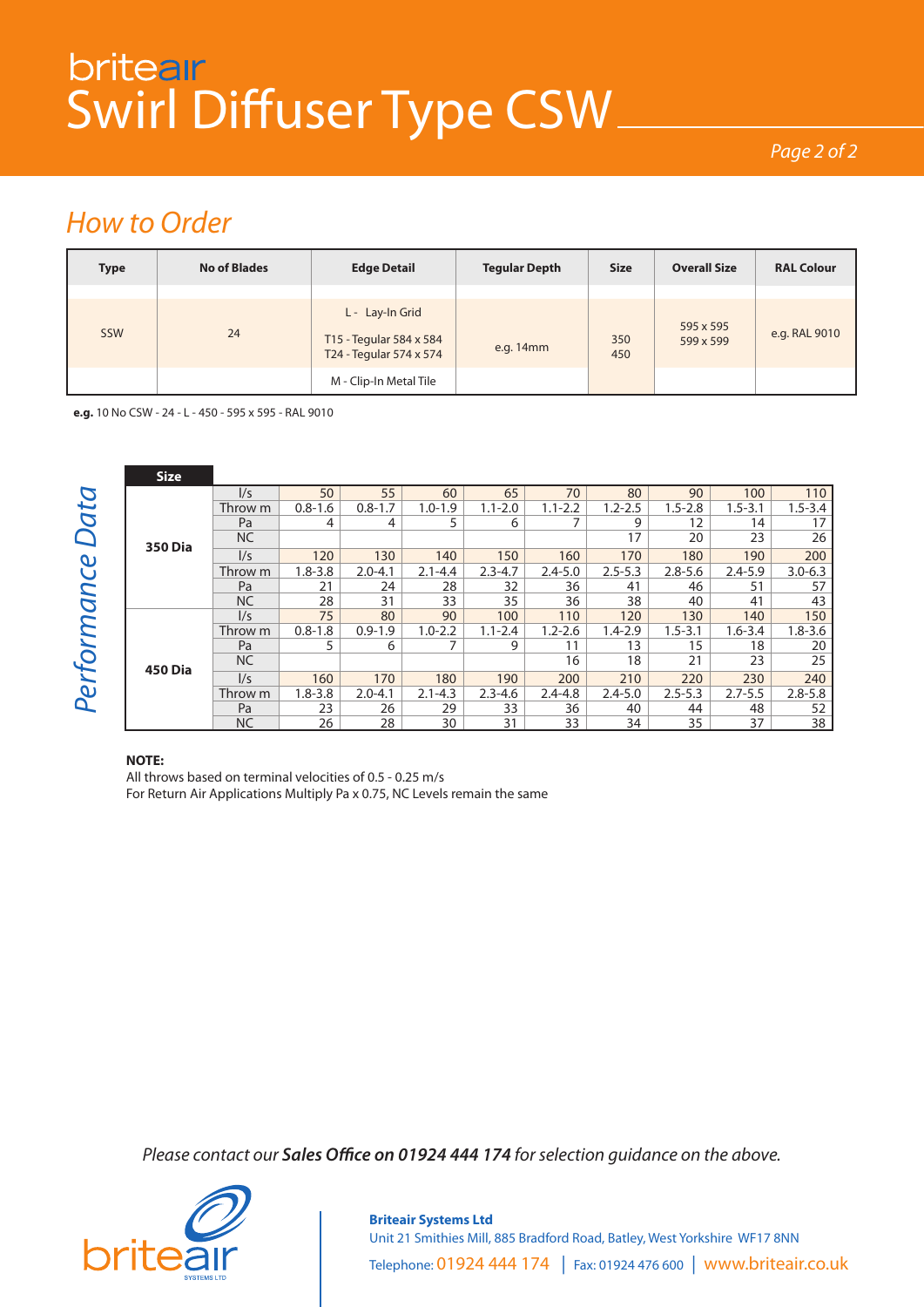britea**i**r

# Swirl Diffuser Type CSW

## How to Order

| Type | No of Blades | Edge Detail | Tegular Depth | Size | Overall Size | RAL Colour |
|---|---|---|---|---|---|---|
| SSW | 24 | L - Lay-In Grid<br>T15 - Tegular 584 x 584<br>T24 - Tegular 574 x 574<br>M - Clip-In Metal Tile | e.g. 14mm | 350<br>450 | 595 x 595<br>599 x 599 | e.g. RAL 9010 |

**e.g.** 10 No CSW - 24 - L - 450 - 595 x 595 - RAL 9010

## Performance Data

| Size | | | | | | | | | | |
|---|---|---|---|---|---|---|---|---|---|---|
| 350 Dia | l/s | 50 | 55 | 60 | 65 | 70 | 80 | 90 | 100 | 110 |
| | Throw m | 0.8-1.6 | 0.8-1.7 | 1.0-1.9 | 1.1-2.0 | 1.1-2.2 | 1.2-2.5 | 1.5-2.8 | 1.5-3.1 | 1.5-3.4 |
| | Pa | 4 | 4 | 5 | 6 | 7 | 9 | 12 | 14 | 17 |
| | NC | | | | | | 17 | 20 | 23 | 26 |
| | l/s | 120 | 130 | 140 | 150 | 160 | 170 | 180 | 190 | 200 |
| | Throw m | 1.8-3.8 | 2.0-4.1 | 2.1-4.4 | 2.3-4.7 | 2.4-5.0 | 2.5-5.3 | 2.8-5.6 | 2.4-5.9 | 3.0-6.3 |
| | Pa | 21 | 24 | 28 | 32 | 36 | 41 | 46 | 51 | 57 |
| | NC | 28 | 31 | 33 | 35 | 36 | 38 | 40 | 41 | 43 |
| 450 Dia | l/s | 75 | 80 | 90 | 100 | 110 | 120 | 130 | 140 | 150 |
| | Throw m | 0.8-1.8 | 0.9-1.9 | 1.0-2.2 | 1.1-2.4 | 1.2-2.6 | 1.4-2.9 | 1.5-3.1 | 1.6-3.4 | 1.8-3.6 |
| | Pa | 5 | 6 | 7 | 9 | 11 | 13 | 15 | 18 | 20 |
| | NC | | | | | 16 | 18 | 21 | 23 | 25 |
| | l/s | 160 | 170 | 180 | 190 | 200 | 210 | 220 | 230 | 240 |
| | Throw m | 1.8-3.8 | 2.0-4.1 | 2.1-4.3 | 2.3-4.6 | 2.4-4.8 | 2.4-5.0 | 2.5-5.3 | 2.7-5.5 | 2.8-5.8 |
| | Pa | 23 | 26 | 29 | 33 | 36 | 40 | 44 | 48 | 52 |
| | NC | 26 | 28 | 30 | 31 | 33 | 34 | 35 | 37 | 38 |

**NOTE:**
All throws based on terminal velocities of 0.5 - 0.25 m/s
For Return Air Applications Multiply Pa x 0.75, NC Levels remain the same

*Please contact our* ***Sales Office on 01924 444 174*** *for selection guidance on the above.*

britea**i**r SYSTEMS LTD

**Briteair Systems Ltd**
Unit 21 Smithies Mill, 885 Bradford Road, Batley, West Yorkshire WF17 8NN
Telephone: 01924 444 174 | Fax: 01924 476 600 | www.briteair.co.uk